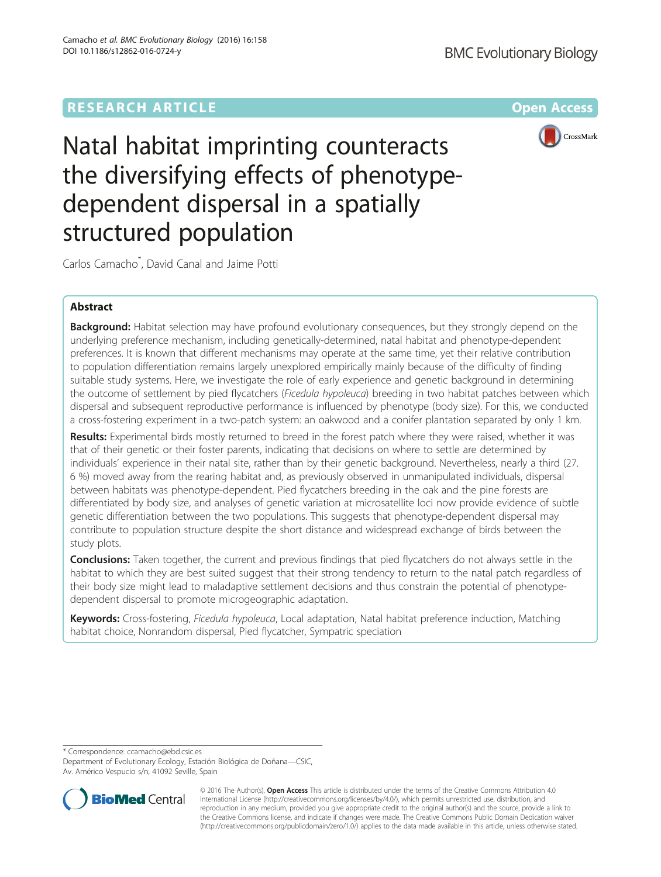RESEARCH ARTICLE

Open Access

# Natal habitat imprinting counteracts the diversifying effects of phenotype-dependent dispersal in a spatially structured population

Carlos Camacho*, David Canal and Jaime Potti

## Abstract

**Background:** Habitat selection may have profound evolutionary consequences, but they strongly depend on the underlying preference mechanism, including genetically-determined, natal habitat and phenotype-dependent preferences. It is known that different mechanisms may operate at the same time, yet their relative contribution to population differentiation remains largely unexplored empirically mainly because of the difficulty of finding suitable study systems. Here, we investigate the role of early experience and genetic background in determining the outcome of settlement by pied flycatchers (*Ficedula hypoleuca*) breeding in two habitat patches between which dispersal and subsequent reproductive performance is influenced by phenotype (body size). For this, we conducted a cross-fostering experiment in a two-patch system: an oakwood and a conifer plantation separated by only 1 km.

**Results:** Experimental birds mostly returned to breed in the forest patch where they were raised, whether it was that of their genetic or their foster parents, indicating that decisions on where to settle are determined by individuals' experience in their natal site, rather than by their genetic background. Nevertheless, nearly a third (27.6 %) moved away from the rearing habitat and, as previously observed in unmanipulated individuals, dispersal between habitats was phenotype-dependent. Pied flycatchers breeding in the oak and the pine forests are differentiated by body size, and analyses of genetic variation at microsatellite loci now provide evidence of subtle genetic differentiation between the two populations. This suggests that phenotype-dependent dispersal may contribute to population structure despite the short distance and widespread exchange of birds between the study plots.

**Conclusions:** Taken together, the current and previous findings that pied flycatchers do not always settle in the habitat to which they are best suited suggest that their strong tendency to return to the natal patch regardless of their body size might lead to maladaptive settlement decisions and thus constrain the potential of phenotype-dependent dispersal to promote microgeographic adaptation.

**Keywords:** Cross-fostering, *Ficedula hypoleuca*, Local adaptation, Natal habitat preference induction, Matching habitat choice, Nonrandom dispersal, Pied flycatcher, Sympatric speciation

---

* Correspondence: ccamacho@ebd.csic.es
Department of Evolutionary Ecology, Estación Biológica de Doñana—CSIC, Av. Américo Vespucio s/n, 41092 Seville, Spain

© 2016 The Author(s). **Open Access** This article is distributed under the terms of the Creative Commons Attribution 4.0 International License (http://creativecommons.org/licenses/by/4.0/), which permits unrestricted use, distribution, and reproduction in any medium, provided you give appropriate credit to the original author(s) and the source, provide a link to the Creative Commons license, and indicate if changes were made. The Creative Commons Public Domain Dedication waiver (http://creativecommons.org/publicdomain/zero/1.0/) applies to the data made available in this article, unless otherwise stated.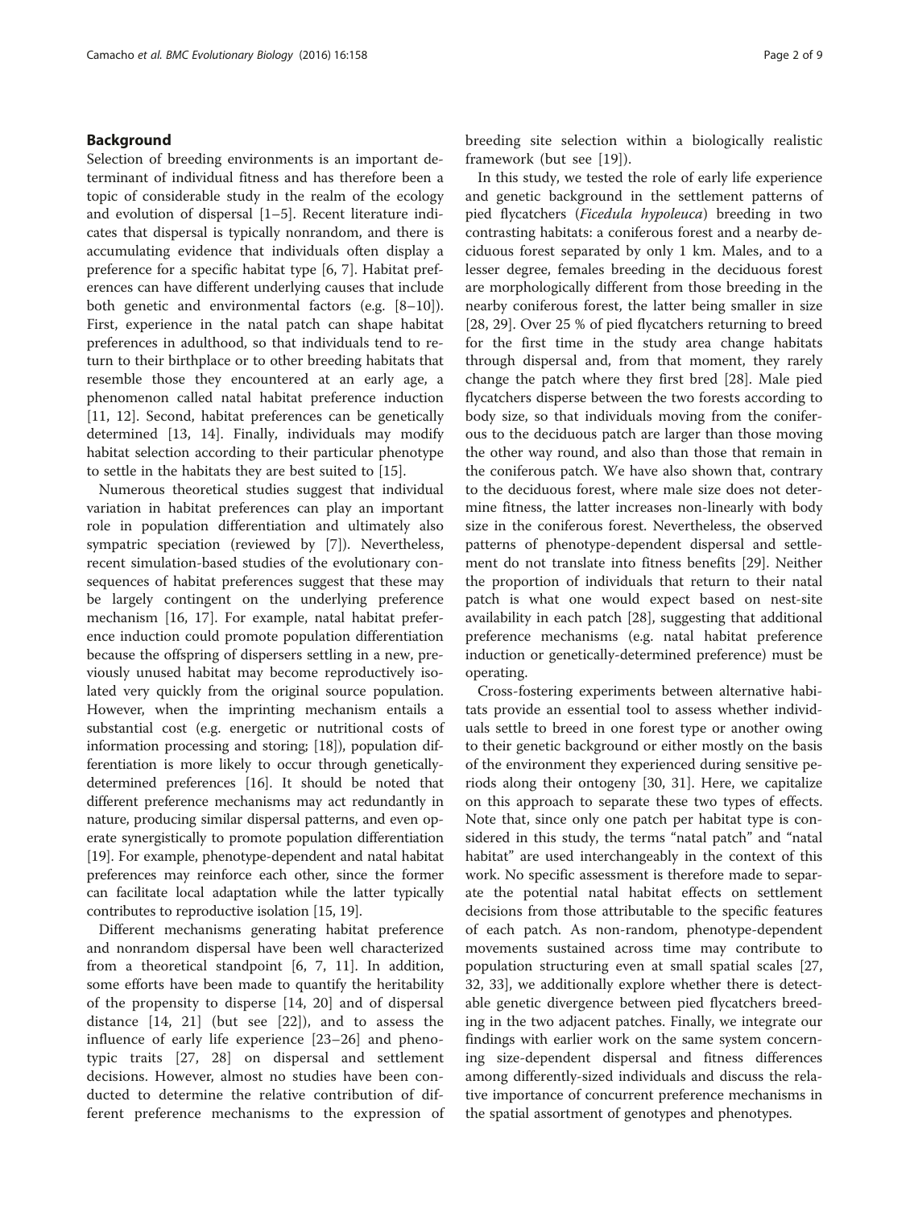## Background

Selection of breeding environments is an important determinant of individual fitness and has therefore been a topic of considerable study in the realm of the ecology and evolution of dispersal [1–5]. Recent literature indicates that dispersal is typically nonrandom, and there is accumulating evidence that individuals often display a preference for a specific habitat type [6, 7]. Habitat preferences can have different underlying causes that include both genetic and environmental factors (e.g. [8–10]). First, experience in the natal patch can shape habitat preferences in adulthood, so that individuals tend to return to their birthplace or to other breeding habitats that resemble those they encountered at an early age, a phenomenon called natal habitat preference induction [11, 12]. Second, habitat preferences can be genetically determined [13, 14]. Finally, individuals may modify habitat selection according to their particular phenotype to settle in the habitats they are best suited to [15].

Numerous theoretical studies suggest that individual variation in habitat preferences can play an important role in population differentiation and ultimately also sympatric speciation (reviewed by [7]). Nevertheless, recent simulation-based studies of the evolutionary consequences of habitat preferences suggest that these may be largely contingent on the underlying preference mechanism [16, 17]. For example, natal habitat preference induction could promote population differentiation because the offspring of dispersers settling in a new, previously unused habitat may become reproductively isolated very quickly from the original source population. However, when the imprinting mechanism entails a substantial cost (e.g. energetic or nutritional costs of information processing and storing; [18]), population differentiation is more likely to occur through genetically-determined preferences [16]. It should be noted that different preference mechanisms may act redundantly in nature, producing similar dispersal patterns, and even operate synergistically to promote population differentiation [19]. For example, phenotype-dependent and natal habitat preferences may reinforce each other, since the former can facilitate local adaptation while the latter typically contributes to reproductive isolation [15, 19].

Different mechanisms generating habitat preference and nonrandom dispersal have been well characterized from a theoretical standpoint [6, 7, 11]. In addition, some efforts have been made to quantify the heritability of the propensity to disperse [14, 20] and of dispersal distance [14, 21] (but see [22]), and to assess the influence of early life experience [23–26] and phenotypic traits [27, 28] on dispersal and settlement decisions. However, almost no studies have been conducted to determine the relative contribution of different preference mechanisms to the expression of breeding site selection within a biologically realistic framework (but see [19]).

In this study, we tested the role of early life experience and genetic background in the settlement patterns of pied flycatchers (*Ficedula hypoleuca*) breeding in two contrasting habitats: a coniferous forest and a nearby deciduous forest separated by only 1 km. Males, and to a lesser degree, females breeding in the deciduous forest are morphologically different from those breeding in the nearby coniferous forest, the latter being smaller in size [28, 29]. Over 25 % of pied flycatchers returning to breed for the first time in the study area change habitats through dispersal and, from that moment, they rarely change the patch where they first bred [28]. Male pied flycatchers disperse between the two forests according to body size, so that individuals moving from the coniferous to the deciduous patch are larger than those moving the other way round, and also than those that remain in the coniferous patch. We have also shown that, contrary to the deciduous forest, where male size does not determine fitness, the latter increases non-linearly with body size in the coniferous forest. Nevertheless, the observed patterns of phenotype-dependent dispersal and settlement do not translate into fitness benefits [29]. Neither the proportion of individuals that return to their natal patch is what one would expect based on nest-site availability in each patch [28], suggesting that additional preference mechanisms (e.g. natal habitat preference induction or genetically-determined preference) must be operating.

Cross-fostering experiments between alternative habitats provide an essential tool to assess whether individuals settle to breed in one forest type or another owing to their genetic background or either mostly on the basis of the environment they experienced during sensitive periods along their ontogeny [30, 31]. Here, we capitalize on this approach to separate these two types of effects. Note that, since only one patch per habitat type is considered in this study, the terms "natal patch" and "natal habitat" are used interchangeably in the context of this work. No specific assessment is therefore made to separate the potential natal habitat effects on settlement decisions from those attributable to the specific features of each patch. As non-random, phenotype-dependent movements sustained across time may contribute to population structuring even at small spatial scales [27, 32, 33], we additionally explore whether there is detectable genetic divergence between pied flycatchers breeding in the two adjacent patches. Finally, we integrate our findings with earlier work on the same system concerning size-dependent dispersal and fitness differences among differently-sized individuals and discuss the relative importance of concurrent preference mechanisms in the spatial assortment of genotypes and phenotypes.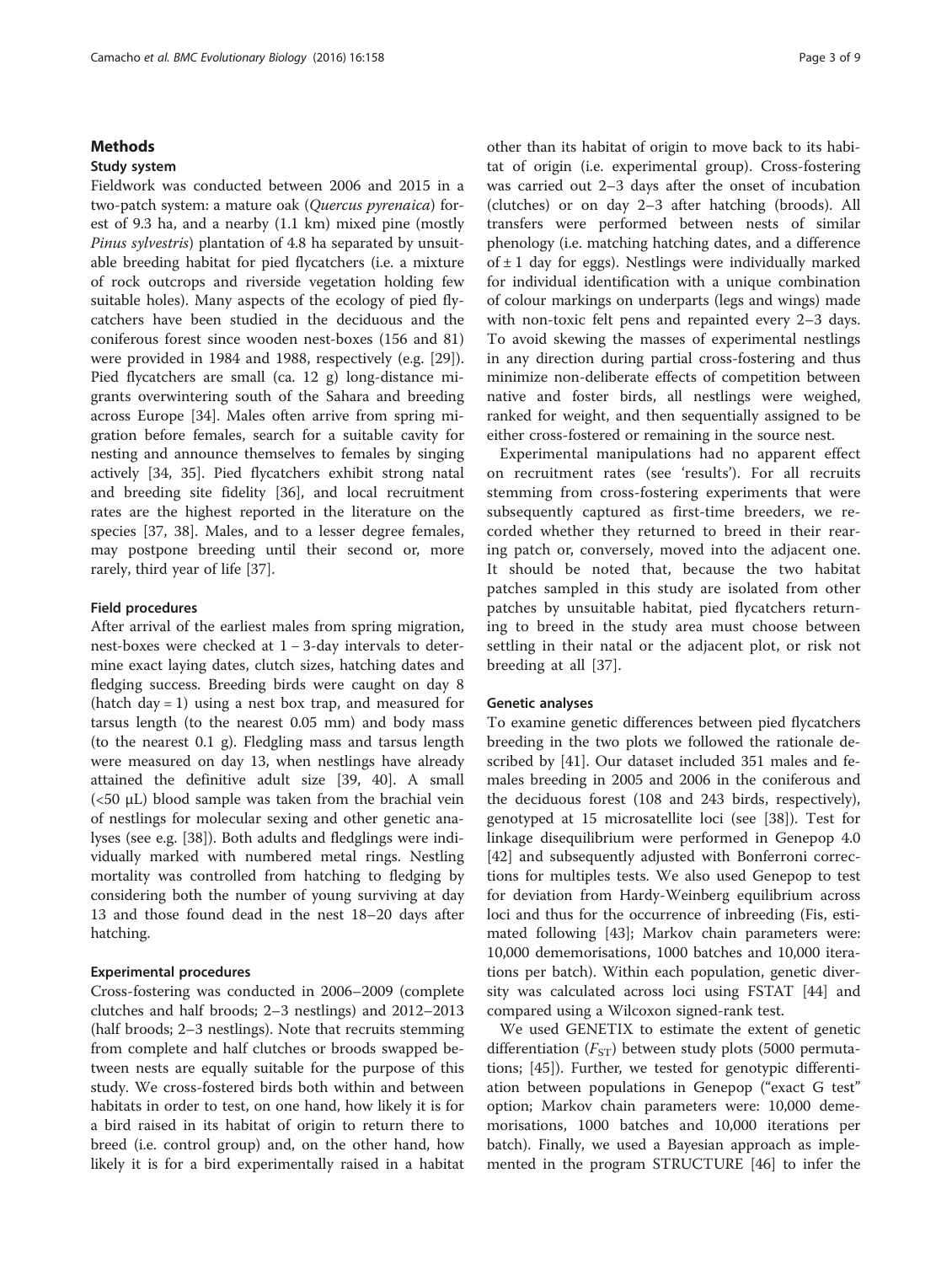## Methods

### Study system

Fieldwork was conducted between 2006 and 2015 in a two-patch system: a mature oak (*Quercus pyrenaica*) forest of 9.3 ha, and a nearby (1.1 km) mixed pine (mostly *Pinus sylvestris*) plantation of 4.8 ha separated by unsuitable breeding habitat for pied flycatchers (i.e. a mixture of rock outcrops and riverside vegetation holding few suitable holes). Many aspects of the ecology of pied flycatchers have been studied in the deciduous and the coniferous forest since wooden nest-boxes (156 and 81) were provided in 1984 and 1988, respectively (e.g. [29]). Pied flycatchers are small (ca. 12 g) long-distance migrants overwintering south of the Sahara and breeding across Europe [34]. Males often arrive from spring migration before females, search for a suitable cavity for nesting and announce themselves to females by singing actively [34, 35]. Pied flycatchers exhibit strong natal and breeding site fidelity [36], and local recruitment rates are the highest reported in the literature on the species [37, 38]. Males, and to a lesser degree females, may postpone breeding until their second or, more rarely, third year of life [37].

### Field procedures

After arrival of the earliest males from spring migration, nest-boxes were checked at 1 – 3-day intervals to determine exact laying dates, clutch sizes, hatching dates and fledging success. Breeding birds were caught on day 8 (hatch day = 1) using a nest box trap, and measured for tarsus length (to the nearest 0.05 mm) and body mass (to the nearest 0.1 g). Fledgling mass and tarsus length were measured on day 13, when nestlings have already attained the definitive adult size [39, 40]. A small (<50 μL) blood sample was taken from the brachial vein of nestlings for molecular sexing and other genetic analyses (see e.g. [38]). Both adults and fledglings were individually marked with numbered metal rings. Nestling mortality was controlled from hatching to fledging by considering both the number of young surviving at day 13 and those found dead in the nest 18–20 days after hatching.

### Experimental procedures

Cross-fostering was conducted in 2006–2009 (complete clutches and half broods; 2–3 nestlings) and 2012–2013 (half broods; 2–3 nestlings). Note that recruits stemming from complete and half clutches or broods swapped between nests are equally suitable for the purpose of this study. We cross-fostered birds both within and between habitats in order to test, on one hand, how likely it is for a bird raised in its habitat of origin to return there to breed (i.e. control group) and, on the other hand, how likely it is for a bird experimentally raised in a habitat other than its habitat of origin to move back to its habitat of origin (i.e. experimental group). Cross-fostering was carried out 2–3 days after the onset of incubation (clutches) or on day 2–3 after hatching (broods). All transfers were performed between nests of similar phenology (i.e. matching hatching dates, and a difference of ± 1 day for eggs). Nestlings were individually marked for individual identification with a unique combination of colour markings on underparts (legs and wings) made with non-toxic felt pens and repainted every 2–3 days. To avoid skewing the masses of experimental nestlings in any direction during partial cross-fostering and thus minimize non-deliberate effects of competition between native and foster birds, all nestlings were weighed, ranked for weight, and then sequentially assigned to be either cross-fostered or remaining in the source nest.

Experimental manipulations had no apparent effect on recruitment rates (see 'results'). For all recruits stemming from cross-fostering experiments that were subsequently captured as first-time breeders, we recorded whether they returned to breed in their rearing patch or, conversely, moved into the adjacent one. It should be noted that, because the two habitat patches sampled in this study are isolated from other patches by unsuitable habitat, pied flycatchers returning to breed in the study area must choose between settling in their natal or the adjacent plot, or risk not breeding at all [37].

### Genetic analyses

To examine genetic differences between pied flycatchers breeding in the two plots we followed the rationale described by [41]. Our dataset included 351 males and females breeding in 2005 and 2006 in the coniferous and the deciduous forest (108 and 243 birds, respectively), genotyped at 15 microsatellite loci (see [38]). Test for linkage disequilibrium were performed in Genepop 4.0 [42] and subsequently adjusted with Bonferroni corrections for multiples tests. We also used Genepop to test for deviation from Hardy-Weinberg equilibrium across loci and thus for the occurrence of inbreeding (Fis, estimated following [43]; Markov chain parameters were: 10,000 dememorisations, 1000 batches and 10,000 iterations per batch). Within each population, genetic diversity was calculated across loci using FSTAT [44] and compared using a Wilcoxon signed-rank test.

We used GENETIX to estimate the extent of genetic differentiation ($F_{ST}$) between study plots (5000 permutations; [45]). Further, we tested for genotypic differentiation between populations in Genepop ("exact G test" option; Markov chain parameters were: 10,000 dememorisations, 1000 batches and 10,000 iterations per batch). Finally, we used a Bayesian approach as implemented in the program STRUCTURE [46] to infer the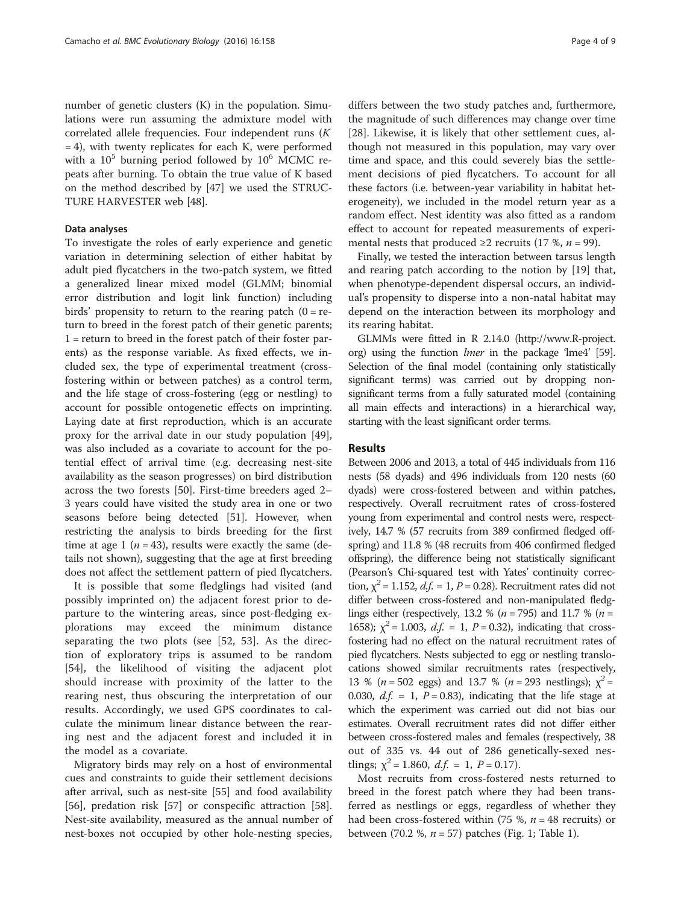number of genetic clusters (K) in the population. Simulations were run assuming the admixture model with correlated allele frequencies. Four independent runs ($K = 4$), with twenty replicates for each K, were performed with a $10^5$ burning period followed by $10^6$ MCMC repeats after burning. To obtain the true value of K based on the method described by [47] we used the STRUCTURE HARVESTER web [48].

### Data analyses

To investigate the roles of early experience and genetic variation in determining selection of either habitat by adult pied flycatchers in the two-patch system, we fitted a generalized linear mixed model (GLMM; binomial error distribution and logit link function) including birds' propensity to return to the rearing patch (0 = return to breed in the forest patch of their genetic parents; 1 = return to breed in the forest patch of their foster parents) as the response variable. As fixed effects, we included sex, the type of experimental treatment (cross-fostering within or between patches) as a control term, and the life stage of cross-fostering (egg or nestling) to account for possible ontogenetic effects on imprinting. Laying date at first reproduction, which is an accurate proxy for the arrival date in our study population [49], was also included as a covariate to account for the potential effect of arrival time (e.g. decreasing nest-site availability as the season progresses) on bird distribution across the two forests [50]. First-time breeders aged 2–3 years could have visited the study area in one or two seasons before being detected [51]. However, when restricting the analysis to birds breeding for the first time at age 1 ($n = 43$), results were exactly the same (details not shown), suggesting that the age at first breeding does not affect the settlement pattern of pied flycatchers.

It is possible that some fledglings had visited (and possibly imprinted on) the adjacent forest prior to departure to the wintering areas, since post-fledging explorations may exceed the minimum distance separating the two plots (see [52, 53]. As the direction of exploratory trips is assumed to be random [54], the likelihood of visiting the adjacent plot should increase with proximity of the latter to the rearing nest, thus obscuring the interpretation of our results. Accordingly, we used GPS coordinates to calculate the minimum linear distance between the rearing nest and the adjacent forest and included it in the model as a covariate.

Migratory birds may rely on a host of environmental cues and constraints to guide their settlement decisions after arrival, such as nest-site [55] and food availability [56], predation risk [57] or conspecific attraction [58]. Nest-site availability, measured as the annual number of nest-boxes not occupied by other hole-nesting species, differs between the two study patches and, furthermore, the magnitude of such differences may change over time [28]. Likewise, it is likely that other settlement cues, although not measured in this population, may vary over time and space, and this could severely bias the settlement decisions of pied flycatchers. To account for all these factors (i.e. between-year variability in habitat heterogeneity), we included in the model return year as a random effect. Nest identity was also fitted as a random effect to account for repeated measurements of experimental nests that produced ≥2 recruits (17 %, $n = 99$).

Finally, we tested the interaction between tarsus length and rearing patch according to the notion by [19] that, when phenotype-dependent dispersal occurs, an individual's propensity to disperse into a non-natal habitat may depend on the interaction between its morphology and its rearing habitat.

GLMMs were fitted in R 2.14.0 (http://www.R-project.org) using the function *lmer* in the package 'lme4' [59]. Selection of the final model (containing only statistically significant terms) was carried out by dropping non-significant terms from a fully saturated model (containing all main effects and interactions) in a hierarchical way, starting with the least significant order terms.

## Results

Between 2006 and 2013, a total of 445 individuals from 116 nests (58 dyads) and 496 individuals from 120 nests (60 dyads) were cross-fostered between and within patches, respectively. Overall recruitment rates of cross-fostered young from experimental and control nests were, respectively, 14.7 % (57 recruits from 389 confirmed fledged offspring) and 11.8 % (48 recruits from 406 confirmed fledged offspring), the difference being not statistically significant (Pearson's Chi-squared test with Yates' continuity correction, $\chi^2 = 1.152$, *d.f.* = 1, $P = 0.28$). Recruitment rates did not differ between cross-fostered and non-manipulated fledglings either (respectively, 13.2 % ($n = 795$) and 11.7 % ($n = 1658$); $\chi^2 = 1.003$, *d.f.* = 1, $P = 0.32$), indicating that cross-fostering had no effect on the natural recruitment rates of pied flycatchers. Nests subjected to egg or nestling translocations showed similar recruitments rates (respectively, 13 % ($n = 502$ eggs) and 13.7 % ($n = 293$ nestlings); $\chi^2 = 0.030$, *d.f.* = 1, $P = 0.83$), indicating that the life stage at which the experiment was carried out did not bias our estimates. Overall recruitment rates did not differ either between cross-fostered males and females (respectively, 38 out of 335 vs. 44 out of 286 genetically-sexed nestlings; $\chi^2 = 1.860$, *d.f.* = 1, $P = 0.17$).

Most recruits from cross-fostered nests returned to breed in the forest patch where they had been transferred as nestlings or eggs, regardless of whether they had been cross-fostered within (75 %, $n = 48$ recruits) or between (70.2 %, $n = 57$) patches (Fig. 1; Table 1).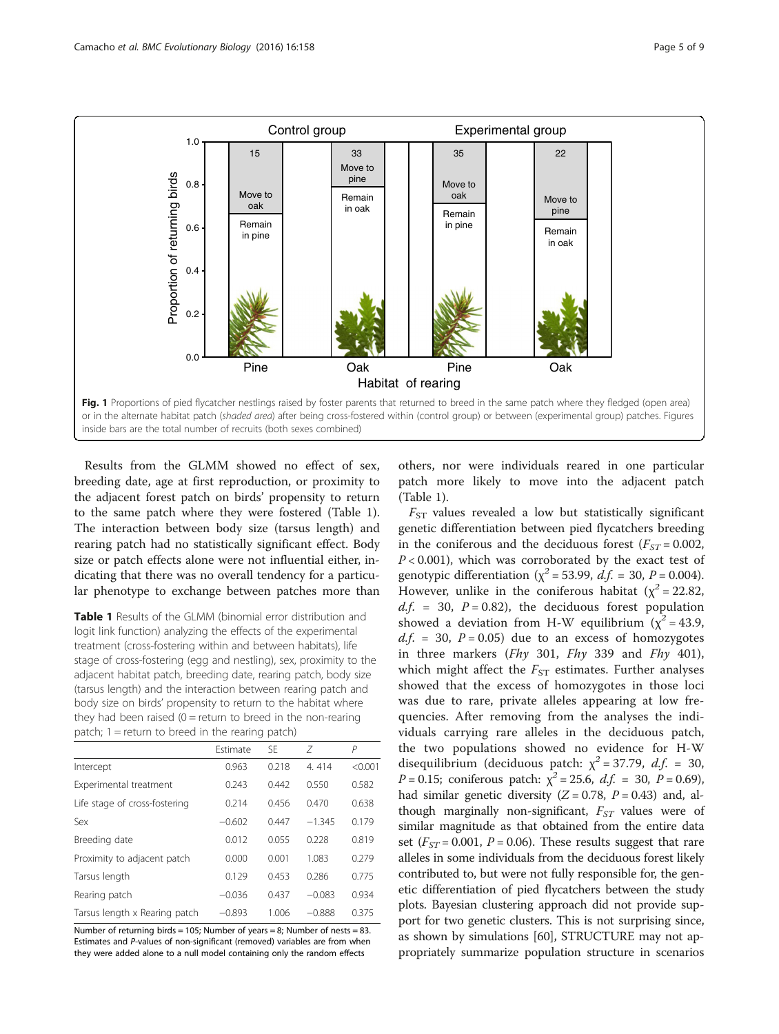Fig. 1 Proportions of pied flycatcher nestlings raised by foster parents that returned to breed in the same patch where they fledged (open area) or in the alternate habitat patch (*shaded area*) after being cross-fostered within (control group) or between (experimental group) patches. Figures inside bars are the total number of recruits (both sexes combined)

Results from the GLMM showed no effect of sex, breeding date, age at first reproduction, or proximity to the adjacent forest patch on birds' propensity to return to the same patch where they were fostered (Table 1). The interaction between body size (tarsus length) and rearing patch had no statistically significant effect. Body size or patch effects alone were not influential either, indicating that there was no overall tendency for a particular phenotype to exchange between patches more than others, nor were individuals reared in one particular patch more likely to move into the adjacent patch (Table 1).

**Table 1** Results of the GLMM (binomial error distribution and logit link function) analyzing the effects of the experimental treatment (cross-fostering within and between habitats), life stage of cross-fostering (egg and nestling), sex, proximity to the adjacent habitat patch, breeding date, rearing patch, body size (tarsus length) and the interaction between rearing patch and body size on birds' propensity to return to the habitat where they had been raised (0 = return to breed in the non-rearing patch; 1 = return to breed in the rearing patch)

| | Estimate | SE | Z | P |
|---|---|---|---|---|
| Intercept | 0.963 | 0.218 | 4. 414 | <0.001 |
| Experimental treatment | 0.243 | 0.442 | 0.550 | 0.582 |
| Life stage of cross-fostering | 0.214 | 0.456 | 0.470 | 0.638 |
| Sex | −0.602 | 0.447 | −1.345 | 0.179 |
| Breeding date | 0.012 | 0.055 | 0.228 | 0.819 |
| Proximity to adjacent patch | 0.000 | 0.001 | 1.083 | 0.279 |
| Tarsus length | 0.129 | 0.453 | 0.286 | 0.775 |
| Rearing patch | −0.036 | 0.437 | −0.083 | 0.934 |
| Tarsus length x Rearing patch | −0.893 | 1.006 | −0.888 | 0.375 |

Number of returning birds = 105; Number of years = 8; Number of nests = 83. Estimates and *P*-values of non-significant (removed) variables are from when they were added alone to a null model containing only the random effects

$F_{ST}$ values revealed a low but statistically significant genetic differentiation between pied flycatchers breeding in the coniferous and the deciduous forest ($F_{ST} = 0.002$, $P < 0.001$), which was corroborated by the exact test of genotypic differentiation ($\chi^2 = 53.99$, *d.f.* = 30, $P = 0.004$). However, unlike in the coniferous habitat ($\chi^2 = 22.82$, *d.f.* = 30, $P = 0.82$), the deciduous forest population showed a deviation from H-W equilibrium ($\chi^2 = 43.9$, *d.f.* = 30, $P = 0.05$) due to an excess of homozygotes in three markers (*Fhy* 301, *Fhy* 339 and *Fhy* 401), which might affect the $F_{ST}$ estimates. Further analyses showed that the excess of homozygotes in those loci was due to rare, private alleles appearing at low frequencies. After removing from the analyses the individuals carrying rare alleles in the deciduous patch, the two populations showed no evidence for H-W disequilibrium (deciduous patch: $\chi^2 = 37.79$, *d.f.* = 30, $P = 0.15$; coniferous patch: $\chi^2 = 25.6$, *d.f.* = 30, $P = 0.69$), had similar genetic diversity ($Z = 0.78$, $P = 0.43$) and, although marginally non-significant, $F_{ST}$ values were of similar magnitude as that obtained from the entire data set ($F_{ST} = 0.001$, $P = 0.06$). These results suggest that rare alleles in some individuals from the deciduous forest likely contributed to, but were not fully responsible for, the genetic differentiation of pied flycatchers between the study plots. Bayesian clustering approach did not provide support for two genetic clusters. This is not surprising since, as shown by simulations [60], STRUCTURE may not appropriately summarize population structure in scenarios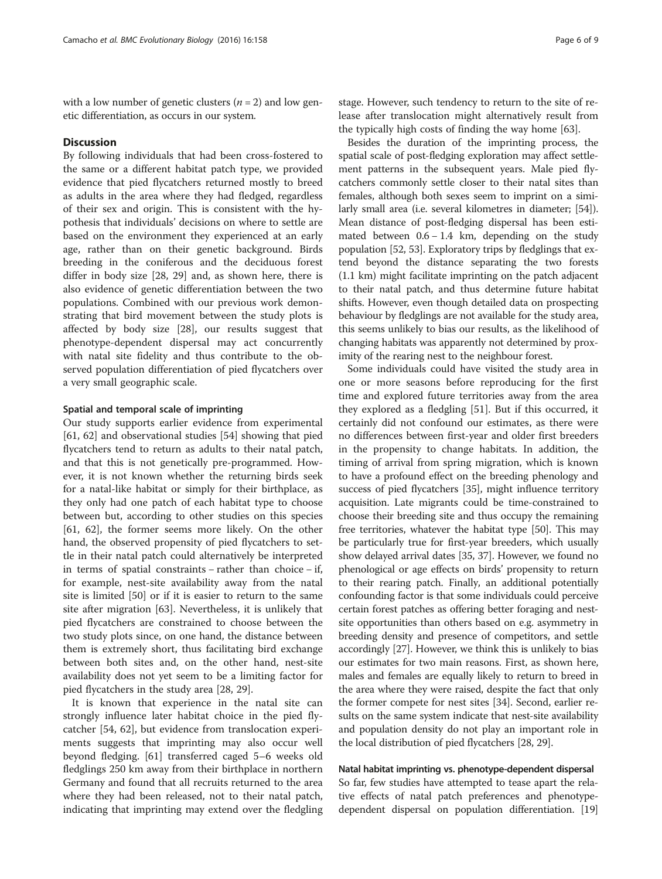with a low number of genetic clusters ($n = 2$) and low genetic differentiation, as occurs in our system.

## Discussion

By following individuals that had been cross-fostered to the same or a different habitat patch type, we provided evidence that pied flycatchers returned mostly to breed as adults in the area where they had fledged, regardless of their sex and origin. This is consistent with the hypothesis that individuals' decisions on where to settle are based on the environment they experienced at an early age, rather than on their genetic background. Birds breeding in the coniferous and the deciduous forest differ in body size [28, 29] and, as shown here, there is also evidence of genetic differentiation between the two populations. Combined with our previous work demonstrating that bird movement between the study plots is affected by body size [28], our results suggest that phenotype-dependent dispersal may act concurrently with natal site fidelity and thus contribute to the observed population differentiation of pied flycatchers over a very small geographic scale.

### Spatial and temporal scale of imprinting

Our study supports earlier evidence from experimental [61, 62] and observational studies [54] showing that pied flycatchers tend to return as adults to their natal patch, and that this is not genetically pre-programmed. However, it is not known whether the returning birds seek for a natal-like habitat or simply for their birthplace, as they only had one patch of each habitat type to choose between but, according to other studies on this species [61, 62], the former seems more likely. On the other hand, the observed propensity of pied flycatchers to settle in their natal patch could alternatively be interpreted in terms of spatial constraints – rather than choice – if, for example, nest-site availability away from the natal site is limited [50] or if it is easier to return to the same site after migration [63]. Nevertheless, it is unlikely that pied flycatchers are constrained to choose between the two study plots since, on one hand, the distance between them is extremely short, thus facilitating bird exchange between both sites and, on the other hand, nest-site availability does not yet seem to be a limiting factor for pied flycatchers in the study area [28, 29].

It is known that experience in the natal site can strongly influence later habitat choice in the pied flycatcher [54, 62], but evidence from translocation experiments suggests that imprinting may also occur well beyond fledging. [61] transferred caged 5–6 weeks old fledglings 250 km away from their birthplace in northern Germany and found that all recruits returned to the area where they had been released, not to their natal patch, indicating that imprinting may extend over the fledgling stage. However, such tendency to return to the site of release after translocation might alternatively result from the typically high costs of finding the way home [63].

Besides the duration of the imprinting process, the spatial scale of post-fledging exploration may affect settlement patterns in the subsequent years. Male pied flycatchers commonly settle closer to their natal sites than females, although both sexes seem to imprint on a similarly small area (i.e. several kilometres in diameter; [54]). Mean distance of post-fledging dispersal has been estimated between 0.6 – 1.4 km, depending on the study population [52, 53]. Exploratory trips by fledglings that extend beyond the distance separating the two forests (1.1 km) might facilitate imprinting on the patch adjacent to their natal patch, and thus determine future habitat shifts. However, even though detailed data on prospecting behaviour by fledglings are not available for the study area, this seems unlikely to bias our results, as the likelihood of changing habitats was apparently not determined by proximity of the rearing nest to the neighbour forest.

Some individuals could have visited the study area in one or more seasons before reproducing for the first time and explored future territories away from the area they explored as a fledgling [51]. But if this occurred, it certainly did not confound our estimates, as there were no differences between first-year and older first breeders in the propensity to change habitats. In addition, the timing of arrival from spring migration, which is known to have a profound effect on the breeding phenology and success of pied flycatchers [35], might influence territory acquisition. Late migrants could be time-constrained to choose their breeding site and thus occupy the remaining free territories, whatever the habitat type [50]. This may be particularly true for first-year breeders, which usually show delayed arrival dates [35, 37]. However, we found no phenological or age effects on birds' propensity to return to their rearing patch. Finally, an additional potentially confounding factor is that some individuals could perceive certain forest patches as offering better foraging and nest-site opportunities than others based on e.g. asymmetry in breeding density and presence of competitors, and settle accordingly [27]. However, we think this is unlikely to bias our estimates for two main reasons. First, as shown here, males and females are equally likely to return to breed in the area where they were raised, despite the fact that only the former compete for nest sites [34]. Second, earlier results on the same system indicate that nest-site availability and population density do not play an important role in the local distribution of pied flycatchers [28, 29].

### Natal habitat imprinting vs. phenotype-dependent dispersal

So far, few studies have attempted to tease apart the relative effects of natal patch preferences and phenotype-dependent dispersal on population differentiation. [19]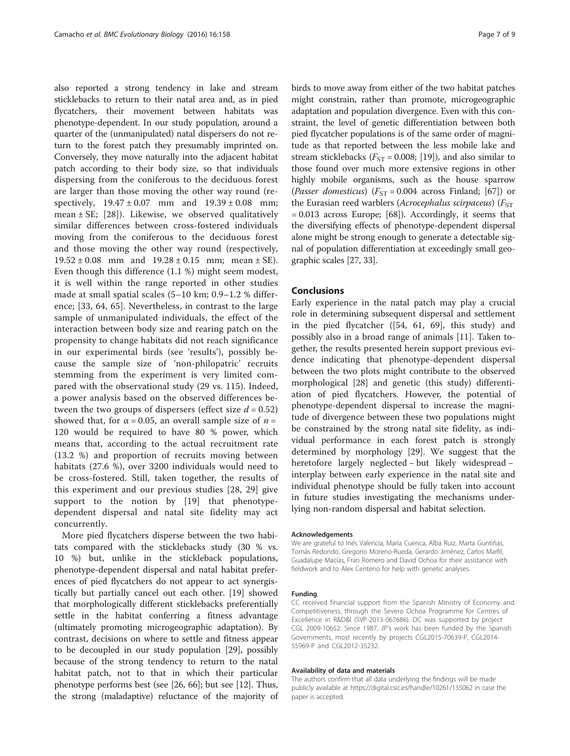also reported a strong tendency in lake and stream sticklebacks to return to their natal area and, as in pied flycatchers, their movement between habitats was phenotype-dependent. In our study population, around a quarter of the (unmanipulated) natal dispersers do not return to the forest patch they presumably imprinted on. Conversely, they move naturally into the adjacent habitat patch according to their body size, so that individuals dispersing from the coniferous to the deciduous forest are larger than those moving the other way round (respectively, $19.47 \pm 0.07$ mm and $19.39 \pm 0.08$ mm; mean ± SE; [28]). Likewise, we observed qualitatively similar differences between cross-fostered individuals moving from the coniferous to the deciduous forest and those moving the other way round (respectively, $19.52 \pm 0.08$ mm and $19.28 \pm 0.15$ mm; mean ± SE). Even though this difference (1.1 %) might seem modest, it is well within the range reported in other studies made at small spatial scales (5–10 km; 0.9–1.2 % difference; [33, 64, 65]. Nevertheless, in contrast to the large sample of unmanipulated individuals, the effect of the interaction between body size and rearing patch on the propensity to change habitats did not reach significance in our experimental birds (see 'results'), possibly because the sample size of 'non-philopatric' recruits stemming from the experiment is very limited compared with the observational study (29 vs. 115). Indeed, a power analysis based on the observed differences between the two groups of dispersers (effect size $d = 0.52$) showed that, for $\alpha = 0.05$, an overall sample size of $n = 120$ would be required to have 80 % power, which means that, according to the actual recruitment rate (13.2 %) and proportion of recruits moving between habitats (27.6 %), over 3200 individuals would need to be cross-fostered. Still, taken together, the results of this experiment and our previous studies [28, 29] give support to the notion by [19] that phenotype-dependent dispersal and natal site fidelity may act concurrently.

More pied flycatchers disperse between the two habitats compared with the sticklebacks study (30 % vs. 10 %) but, unlike in the stickleback populations, phenotype-dependent dispersal and natal habitat preferences of pied flycatchers do not appear to act synergistically but partially cancel out each other. [19] showed that morphologically different sticklebacks preferentially settle in the habitat conferring a fitness advantage (ultimately promoting microgeographic adaptation). By contrast, decisions on where to settle and fitness appear to be decoupled in our study population [29], possibly because of the strong tendency to return to the natal habitat patch, not to that in which their particular phenotype performs best (see [26, 66]; but see [12]. Thus, the strong (maladaptive) reluctance of the majority of birds to move away from either of the two habitat patches might constrain, rather than promote, microgeographic adaptation and population divergence. Even with this constraint, the level of genetic differentiation between both pied flycatcher populations is of the same order of magnitude as that reported between the less mobile lake and stream sticklebacks ($F_{ST} = 0.008$; [19]), and also similar to those found over much more extensive regions in other highly mobile organisms, such as the house sparrow (*Passer domesticus*) ($F_{ST} = 0.004$ across Finland; [67]) or the Eurasian reed warblers (*Acrocephalus scirpaceus*) ($F_{ST} = 0.013$ across Europe; [68]). Accordingly, it seems that the diversifying effects of phenotype-dependent dispersal alone might be strong enough to generate a detectable signal of population differentiation at exceedingly small geographic scales [27, 33].

## Conclusions

Early experience in the natal patch may play a crucial role in determining subsequent dispersal and settlement in the pied flycatcher ([54, 61, 69], this study) and possibly also in a broad range of animals [11]. Taken together, the results presented herein support previous evidence indicating that phenotype-dependent dispersal between the two plots might contribute to the observed morphological [28] and genetic (this study) differentiation of pied flycatchers. However, the potential of phenotype-dependent dispersal to increase the magnitude of divergence between these two populations might be constrained by the strong natal site fidelity, as individual performance in each forest patch is strongly determined by morphology [29]. We suggest that the heretofore largely neglected – but likely widespread – interplay between early experience in the natal site and individual phenotype should be fully taken into account in future studies investigating the mechanisms underlying non-random dispersal and habitat selection.

#### Acknowledgements

We are grateful to Inés Valencia, María Cuenca, Alba Ruiz, Marta Guntiñas, Tomás Redondo, Gregorio Moreno-Rueda, Gerardo Jiménez, Carlos Marfil, Guadalupe Macías, Fran Romero and David Ochoa for their assistance with fieldwork and to Alex Centeno for help with genetic analyses.

#### Funding

CC received financial support from the Spanish Ministry of Economy and Competitiveness, through the Severo Ochoa Programme for Centres of Excellence in R&D&I (SVP-2013-067686). DC was supported by project CGL 2009-10652. Since 1987, JP's work has been funded by the Spanish Governments, most recently by projects CGL2015-70639-P, CGL2014-55969-P and CGL2012-35232.

#### Availability of data and materials

The authors confirm that all data underlying the findings will be made publicly available at https://digital.csic.es/handle/10261/135062 in case the paper is accepted.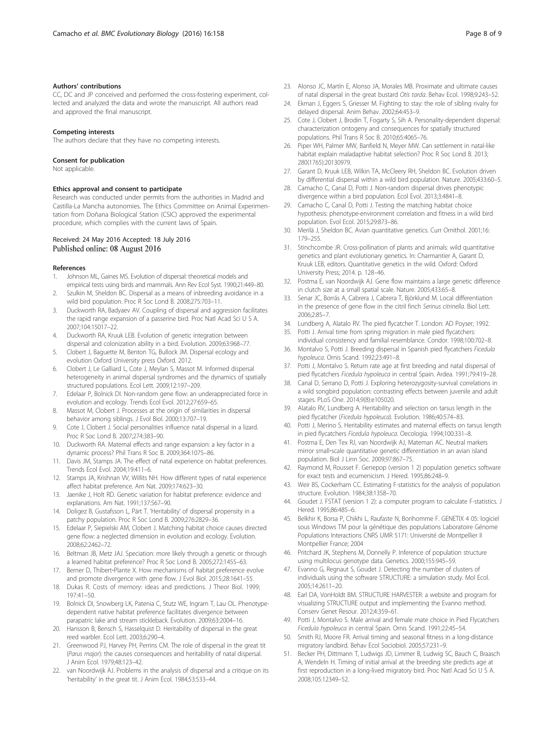### Authors' contributions

CC, DC and JP conceived and performed the cross-fostering experiment, collected and analyzed the data and wrote the manuscript. All authors read and approved the final manuscript.

### Competing interests

The authors declare that they have no competing interests.

### Consent for publication

Not applicable.

### Ethics approval and consent to participate

Research was conducted under permits from the authorities in Madrid and Castilla-La Mancha autonomies. The Ethics Committee on Animal Experimentation from Doñana Biological Station (CSIC) approved the experimental procedure, which complies with the current laws of Spain.

Received: 24 May 2016 Accepted: 18 July 2016
Published online: 08 August 2016

### References

1. Johnson ML, Gaines MS. Evolution of dispersal: theoretical models and empirical tests using birds and mammals. Ann Rev Ecol Syst. 1990;21:449–80.
2. Szulkin M, Sheldon BC. Dispersal as a means of inbreeding avoidance in a wild bird population. Proc R Soc Lond B. 2008;275:703–11.
3. Duckworth RA, Badyaev AV. Coupling of dispersal and aggression facilitates the rapid range expansion of a passerine bird. Proc Natl Acad Sci U S A. 2007;104:15017–22.
4. Duckworth RA, Kruuk LEB. Evolution of genetic integration between dispersal and colonization ability in a bird. Evolution. 2009;63:968–77.
5. Clobert J, Baguette M, Benton TG, Bullock JM. Dispersal ecology and evolution Oxford University press Oxford. 2012.
6. Clobert J, Le Galliard L, Cote J, Meylan S, Massot M. Informed dispersal heterogeneity in animal dispersal syndromes and the dynamics of spatially structured populations. Ecol Lett. 2009;12:197–209.
7. Edelaar P, Bolnick DI. Non-random gene flow: an underappreciated force in evolution and ecology. Trends Ecol Evol. 2012;27:659–65.
8. Massot M, Clobert J. Processes at the origin of similarities in dispersal behavior among siblings. J Evol Biol. 2000;13:707–19.
9. Cote J, Clobert J. Social personalities influence natal dispersal in a lizard. Proc R Soc Lond B. 2007;274:383–90.
10. Duckworth RA. Maternal effects and range expansion: a key factor in a dynamic process? Phil Trans R Soc B. 2009;364:1075–86.
11. Davis JM, Stamps JA. The effect of natal experience on habitat preferences. Trends Ecol Evol. 2004;19:411–6.
12. Stamps JA, Krishnan VV, Willits NH. How different types of natal experience affect habitat preference. Am Nat. 2009;174:623–30.
13. Jaenike J, Holt RD. Genetic variation for habitat preference: evidence and explanations. Am Nat. 1991;137:S67–90.
14. Doligez B, Gustafsson L, Pärt T. 'Heritability' of dispersal propensity in a patchy population. Proc R Soc Lond B. 2009;276:2829–36.
15. Edelaar P, Siepielski AM, Clobert J. Matching habitat choice causes directed gene flow: a neglected dimension in evolution and ecology. Evolution. 2008;62:2462–72.
16. Beltman JB, Metz JAJ. Speciation: more likely through a genetic or through a learned habitat preference? Proc R Soc Lond B. 2005;272:1455–63.
17. Berner D, Thibert-Plante X. How mechanisms of habitat preference evolve and promote divergence with gene flow. J Evol Biol. 2015;28:1641–55.
18. Dukas R. Costs of memory: ideas and predictions. J Theor Biol. 1999;197:41–50.
19. Bolnick DI, Snowberg LK, Patenia C, Stutz WE, Ingram T, Lau OL. Phenotype-dependent native habitat preference facilitates divergence between parapatric lake and stream stickleback. Evolution. 2009;63:2004–16.
20. Hansson B, Bensch S, Hasselquist D. Heritability of dispersal in the great reed warbler. Ecol Lett. 2003;6:290–4.
21. Greenwood PJ, Harvey PH, Perrins CM. The role of dispersal in the great tit (*Parus major*): the causes consequences and heritability of natal dispersal. J Anim Ecol. 1979;48:123–42.
22. van Noordwijk AJ. Problems in the analysis of dispersal and a critique on its 'heritability' in the great tit. J Anim Ecol. 1984;53:533–44.
23. Alonso JC, Martín E, Alonso JA, Morales MB. Proximate and ultimate causes of natal dispersal in the great bustard *Otis tarda*. Behav Ecol. 1998;9:243–52.
24. Ekman J, Eggers S, Griesser M. Fighting to stay: the role of sibling rivalry for delayed dispersal. Anim Behav. 2002;64:453–9.
25. Cote J, Clobert J, Brodin T, Fogarty S, Sih A. Personality-dependent dispersal: characterization ontogeny and consequences for spatially structured populations. Phil Trans R Soc B. 2010;65:4065–76.
26. Piper WH, Palmer MW, Banfield N, Meyer MW. Can settlement in natal-like habitat explain maladaptive habitat selection? Proc R Soc Lond B. 2013; 280(1765):20130979.
27. Garant D, Kruuk LEB, Wilkin TA, McCleery RH, Sheldon BC. Evolution driven by differential dispersal within a wild bird population. Nature. 2005;433:60–5.
28. Camacho C, Canal D, Potti J. Non-random dispersal drives phenotypic divergence within a bird population. Ecol Evol. 2013;3:4841–8.
29. Camacho C, Canal D, Potti J. Testing the matching habitat choice hypothesis: phenotype-environment correlation and fitness in a wild bird population. Evol Ecol. 2015;29:873–86.
30. Merilä J, Sheldon BC. Avian quantitative genetics. Curr Ornithol. 2001;16: 179–255.
31. Stinchcombe JR. Cross-pollination of plants and animals: wild quantitative genetics and plant evolutionary genetics. In: Charmantier A, Garant D, Kruuk LEB, editors. Quantitative genetics in the wild. Oxford: Oxford University Press; 2014. p. 128–46.
32. Postma E, van Noordwijk AJ. Gene flow maintains a large genetic difference in clutch size at a small spatial scale. Nature. 2005;433:65–8.
33. Senar JC, Borrás A, Cabrera J, Cabrera T, Björklund M. Local differentiation in the presence of gene flow in the citril finch *Serinus citrinella*. Biol Lett. 2006;2:85–7.
34. Lundberg A, Alatalo RV. The pied flycatcher T. London: AD Poyser; 1992.
35. Potti J. Arrival time from spring migration in male pied flycatchers: individual consistency and familial resemblance. Condor. 1998;100:702–8.
36. Montalvo S, Potti J. Breeding dispersal in Spanish pied flycatchers *Ficedula hypoleuca*. Ornis Scand. 1992;23:491–8.
37. Potti J, Montalvo S. Return rate age at first breeding and natal dispersal of pied flycatchers *Ficedula hypoleuca* in central Spain. Ardea. 1991;79:419–28.
38. Canal D, Serrano D, Potti J. Exploring heterozygosity-survival correlations in a wild songbird population: contrasting effects between juvenile and adult stages. PLoS One. 2014;9(8):e105020.
39. Alatalo RV, Lundberg A. Heritability and selection on tarsus length in the pied flycatcher (*Ficedula hypoleuca*). Evolution. 1986;40:574–83.
40. Potti J, Merino S. Heritability estimates and maternal effects on tarsus length in pied flycatchers *Ficedula hypoleuca*. Oecologia. 1994;100:331–8.
41. Postma E, Den Tex RJ, van Noordwijk AJ, Mateman AC. Neutral markers mirror small-scale quantitative genetic differentiation in an avian island population. Biol J Linn Soc. 2009;97:867–75.
42. Raymond M, Rousset F. Genepop (version 1 2) population genetics software for exact tests and ecumenicism. J Hered. 1995;86:248–9.
43. Weir BS, Cockerham CC. Estimating F-statistics for the analysis of population structure. Evolution. 1984;38:1358–70.
44. Goudet J. FSTAT (version 1 2): a computer program to calculate F-statistics. J Hered. 1995;86:485–6.
45. Belkhir K, Borsa P, Chikhi L, Raufaste N, Bonhomme F. GENETIX 4 05: logiciel sous Windows TM pour la génétique des populations Laboratoire Génome Populations Interactions CNRS UMR 5171: Université de Montpellier II Montpellier France; 2004
46. Pritchard JK, Stephens M, Donnelly P. Inference of population structure using multilocus genotype data. Genetics. 2000;155:945–59.
47. Evanno G, Regnaut S, Goudet J. Detecting the number of clusters of individuals using the software STRUCTURE: a simulation study. Mol Ecol. 2005;14:2611–20.
48. Earl DA, VonHoldt BM. STRUCTURE HARVESTER: a website and program for visualizing STRUCTURE output and implementing the Evanno method. Conserv Genet Resour. 2012;4:359–61.
49. Potti J, Montalvo S. Male arrival and female mate choice in Pied Flycatchers *Ficedula hypoleuca* in central Spain. Ornis Scand. 1991;22:45–54.
50. Smith RJ, Moore FR. Arrival timing and seasonal fitness in a long-distance migratory landbird. Behav Ecol Sociobiol. 2005;57:231–9.
51. Becker PH, Dittmann T, Ludwigs JD, Limmer B, Ludwig SC, Bauch C, Braasch A, Wendeln H. Timing of initial arrival at the breeding site predicts age at first reproduction in a long-lived migratory bird. Proc Natl Acad Sci U S A. 2008;105:12349–52.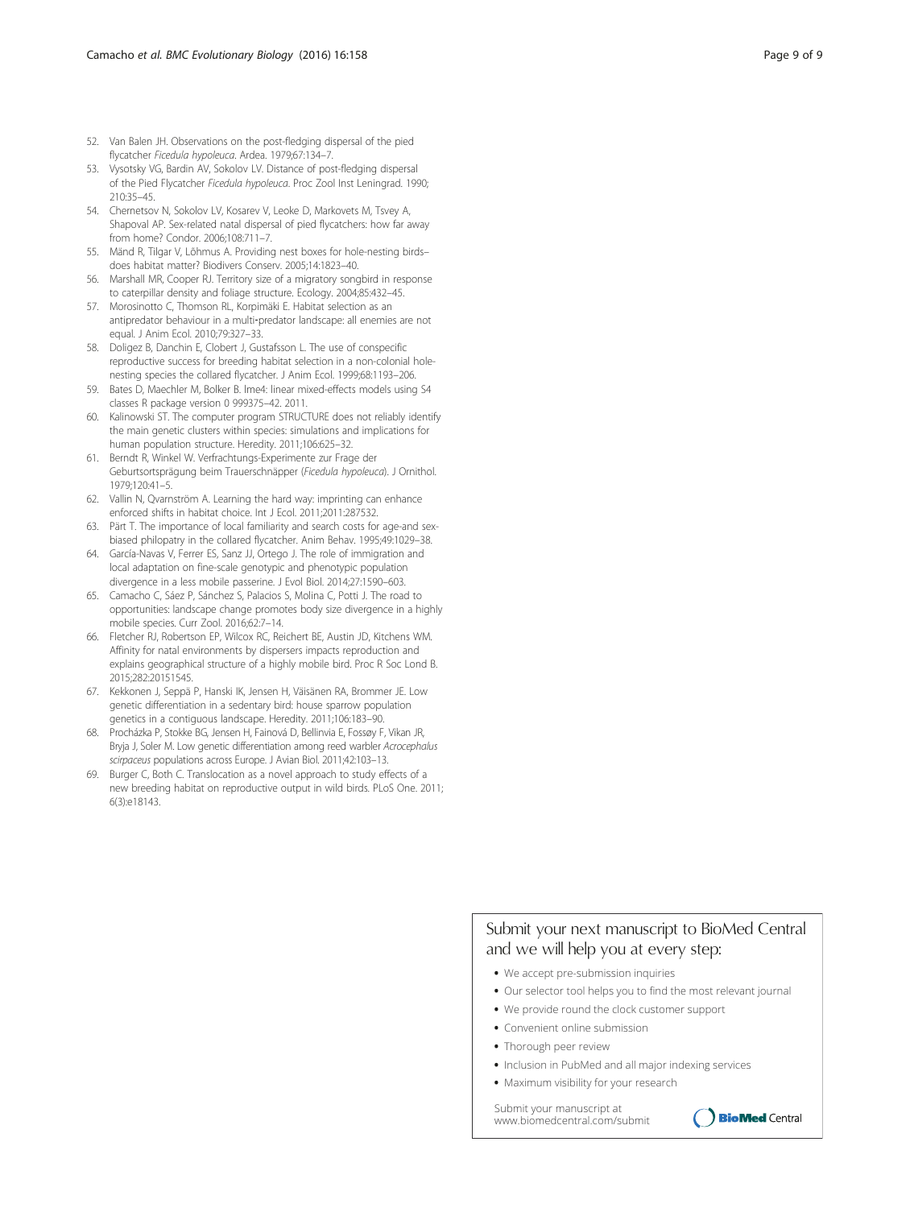52. Van Balen JH. Observations on the post-fledging dispersal of the pied flycatcher *Ficedula hypoleuca*. Ardea. 1979;67:134–7.
53. Vysotsky VG, Bardin AV, Sokolov LV. Distance of post-fledging dispersal of the Pied Flycatcher *Ficedula hypoleuca*. Proc Zool Inst Leningrad. 1990; 210:35–45.
54. Chernetsov N, Sokolov LV, Kosarev V, Leoke D, Markovets M, Tsvey A, Shapoval AP. Sex-related natal dispersal of pied flycatchers: how far away from home? Condor. 2006;108:711–7.
55. Mänd R, Tilgar V, Lõhmus A. Providing nest boxes for hole-nesting birds–does habitat matter? Biodivers Conserv. 2005;14:1823–40.
56. Marshall MR, Cooper RJ. Territory size of a migratory songbird in response to caterpillar density and foliage structure. Ecology. 2004;85:432–45.
57. Morosinotto C, Thomson RL, Korpimäki E. Habitat selection as an antipredator behaviour in a multi-predator landscape: all enemies are not equal. J Anim Ecol. 2010;79:327–33.
58. Doligez B, Danchin E, Clobert J, Gustafsson L. The use of conspecific reproductive success for breeding habitat selection in a non-colonial hole-nesting species the collared flycatcher. J Anim Ecol. 1999;68:1193–206.
59. Bates D, Maechler M, Bolker B. lme4: linear mixed-effects models using S4 classes R package version 0 999375–42. 2011.
60. Kalinowski ST. The computer program STRUCTURE does not reliably identify the main genetic clusters within species: simulations and implications for human population structure. Heredity. 2011;106:625–32.
61. Berndt R, Winkel W. Verfrachtungs-Experimente zur Frage der Geburtsortsprägung beim Trauerschnäpper (*Ficedula hypoleuca*). J Ornithol. 1979;120:41–5.
62. Vallin N, Qvarnström A. Learning the hard way: imprinting can enhance enforced shifts in habitat choice. Int J Ecol. 2011;2011:287532.
63. Pärt T. The importance of local familiarity and search costs for age-and sex-biased philopatry in the collared flycatcher. Anim Behav. 1995;49:1029–38.
64. García-Navas V, Ferrer ES, Sanz JJ, Ortego J. The role of immigration and local adaptation on fine-scale genotypic and phenotypic population divergence in a less mobile passerine. J Evol Biol. 2014;27:1590–603.
65. Camacho C, Sáez P, Sánchez S, Palacios S, Molina C, Potti J. The road to opportunities: landscape change promotes body size divergence in a highly mobile species. Curr Zool. 2016;62:7–14.
66. Fletcher RJ, Robertson EP, Wilcox RC, Reichert BE, Austin JD, Kitchens WM. Affinity for natal environments by dispersers impacts reproduction and explains geographical structure of a highly mobile bird. Proc R Soc Lond B. 2015;282:20151545.
67. Kekkonen J, Seppä P, Hanski IK, Jensen H, Väisänen RA, Brommer JE. Low genetic differentiation in a sedentary bird: house sparrow population genetics in a contiguous landscape. Heredity. 2011;106:183–90.
68. Procházka P, Stokke BG, Jensen H, Fainová D, Bellinvia E, Fossøy F, Vikan JR, Bryja J, Soler M. Low genetic differentiation among reed warbler *Acrocephalus scirpaceus* populations across Europe. J Avian Biol. 2011;42:103–13.
69. Burger C, Both C. Translocation as a novel approach to study effects of a new breeding habitat on reproductive output in wild birds. PLoS One. 2011; 6(3):e18143.

Submit your next manuscript to BioMed Central and we will help you at every step:

- We accept pre-submission inquiries
- Our selector tool helps you to find the most relevant journal
- We provide round the clock customer support
- Convenient online submission
- Thorough peer review
- Inclusion in PubMed and all major indexing services
- Maximum visibility for your research

Submit your manuscript at www.biomedcentral.com/submit

BioMed Central